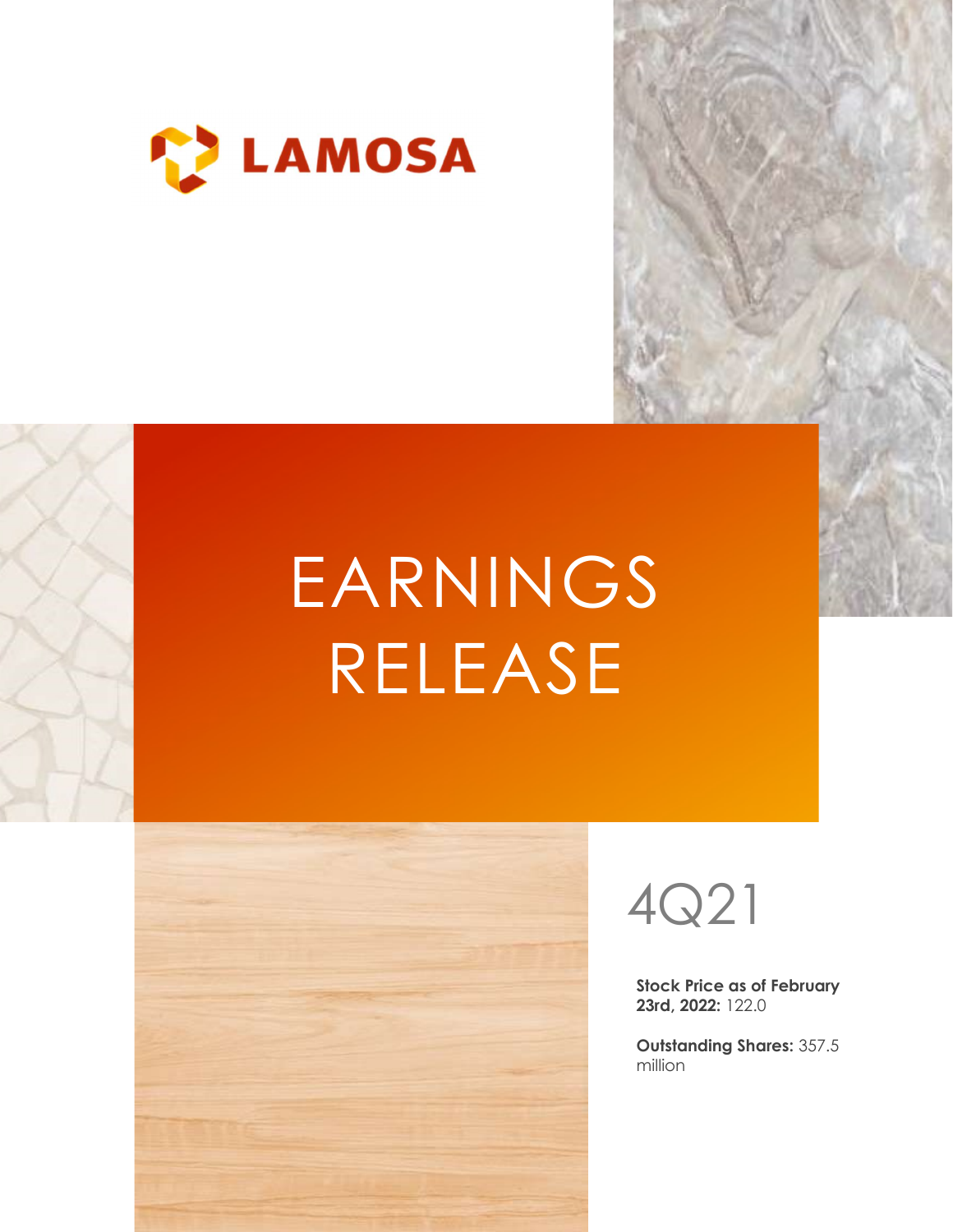LAMOSA

# EARNINGS RELEASE

4Q21

**Stock Price as of February 23rd, 2022:** 122.0

**Outstanding Shares:** 357.5 million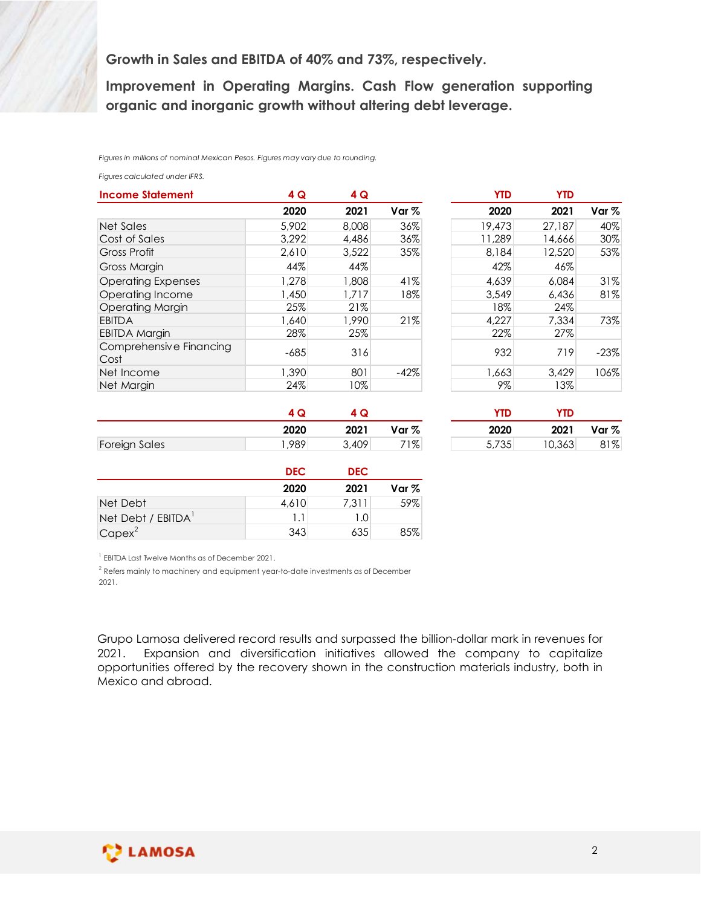**Growth in Sales and EBITDA of 40% and 73%, respectively.**

**Improvement in Operating Margins. Cash Flow generation supporting organic and inorganic growth without altering debt leverage.**

*Figures in millions of nominal Mexican Pesos. Figures may vary due to rounding.*

*Figures calculated under IFRS.*

| Income Statement | 4 Q | 4 Q | | YTD | YTD | |
|---|---|---|---|---|---|---|
| | 2020 | 2021 | Var % | 2020 | 2021 | Var % |
| Net Sales | 5,902 | 8,008 | 36% | 19,473 | 27,187 | 40% |
| Cost of Sales | 3,292 | 4,486 | 36% | 11,289 | 14,666 | 30% |
| Gross Profit | 2,610 | 3,522 | 35% | 8,184 | 12,520 | 53% |
| Gross Margin | 44% | 44% | | 42% | 46% | |
| Operating Expenses | 1,278 | 1,808 | 41% | 4,639 | 6,084 | 31% |
| Operating Income | 1,450 | 1,717 | 18% | 3,549 | 6,436 | 81% |
| Operating Margin | 25% | 21% | | 18% | 24% | |
| EBITDA | 1,640 | 1,990 | 21% | 4,227 | 7,334 | 73% |
| EBITDA Margin | 28% | 25% | | 22% | 27% | |
| Comprehensive Financing Cost | -685 | 316 | | 932 | 719 | -23% |
| Net Income | 1,390 | 801 | -42% | 1,663 | 3,429 | 106% |
| Net Margin | 24% | 10% | | 9% | 13% | |

| | 4 Q | 4 Q | | YTD | YTD | |
|---|---|---|---|---|---|---|
| | 2020 | 2021 | Var % | 2020 | 2021 | Var % |
| Foreign Sales | 1,989 | 3,409 | 71% | 5,735 | 10,363 | 81% |

| | DEC | DEC | |
|---|---|---|---|
| | 2020 | 2021 | Var % |
| Net Debt | 4,610 | 7,311 | 59% |
| Net Debt / EBITDA[1] | 1.1 | 1.0 | |
| Capex[2] | 343 | 635 | 85% |

[1] EBITDA Last Twelve Months as of December 2021.

[2] Refers mainly to machinery and equipment year-to-date investments as of December 2021.

Grupo Lamosa delivered record results and surpassed the billion-dollar mark in revenues for 2021. Expansion and diversification initiatives allowed the company to capitalize opportunities offered by the recovery shown in the construction materials industry, both in Mexico and abroad.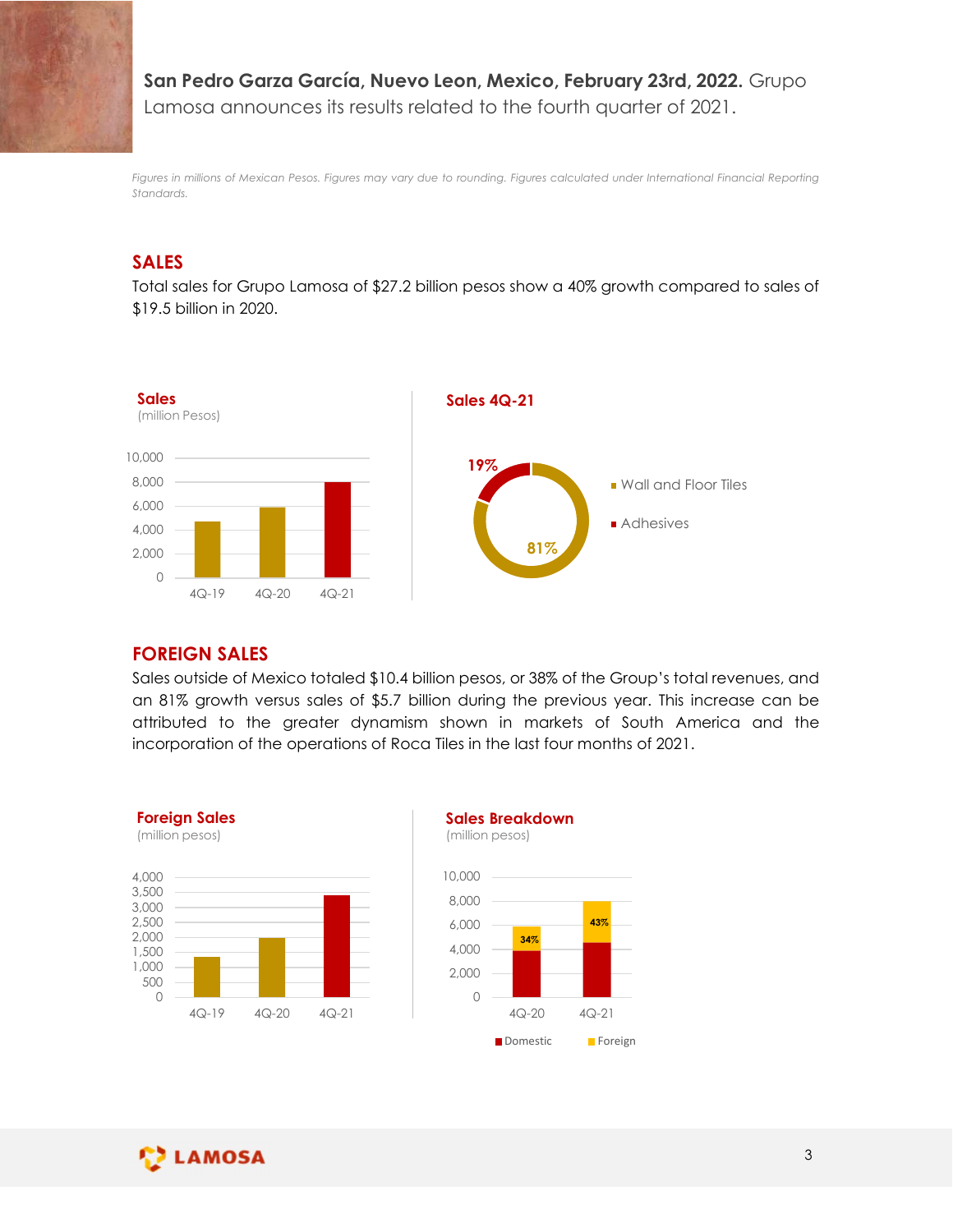**San Pedro Garza García, Nuevo Leon, Mexico, February 23rd, 2022.** Grupo Lamosa announces its results related to the fourth quarter of 2021.

*Figures in millions of Mexican Pesos. Figures may vary due to rounding. Figures calculated under International Financial Reporting Standards.*

## SALES

Total sales for Grupo Lamosa of $27.2 billion pesos show a 40% growth compared to sales of $19.5 billion in 2020.

**Sales**
(million Pesos)

**Sales 4Q-21**

- Wall and Floor Tiles: 81%
- Adhesives: 19%

## FOREIGN SALES

Sales outside of Mexico totaled $10.4 billion pesos, or 38% of the Group's total revenues, and an 81% growth versus sales of $5.7 billion during the previous year. This increase can be attributed to the greater dynamism shown in markets of South America and the incorporation of the operations of Roca Tiles in the last four months of 2021.

**Foreign Sales**
(million pesos)

**Sales Breakdown**
(million pesos)

| | Foreign share |
|---|---|
| 4Q-20 | 34% |
| 4Q-21 | 43% |

Domestic / Foreign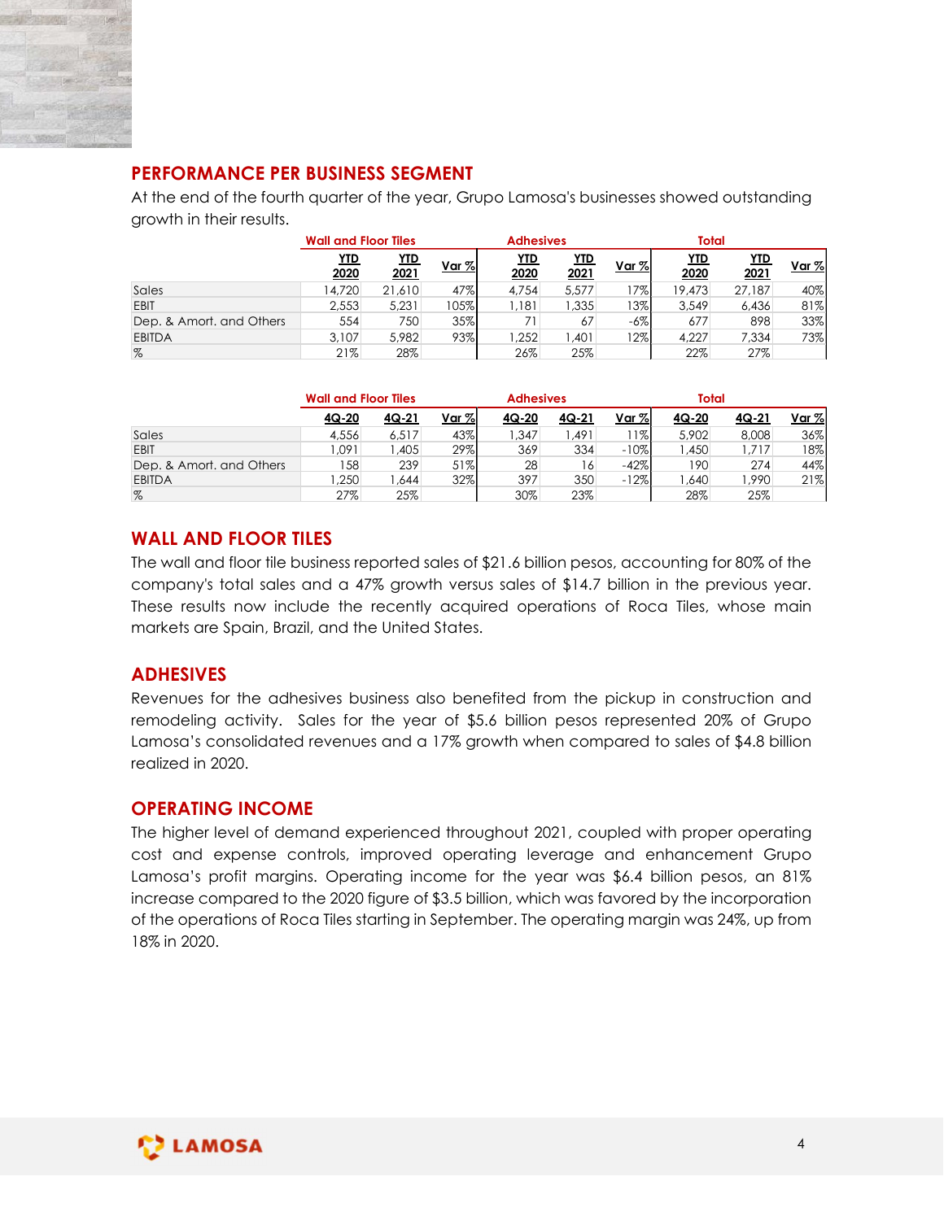## PERFORMANCE PER BUSINESS SEGMENT

At the end of the fourth quarter of the year, Grupo Lamosa's businesses showed outstanding growth in their results.

| | Wall and Floor Tiles | | | Adhesives | | | Total | | |
|---|---|---|---|---|---|---|---|---|---|
| | YTD 2020 | YTD 2021 | Var % | YTD 2020 | YTD 2021 | Var % | YTD 2020 | YTD 2021 | Var % |
| Sales | 14,720 | 21,610 | 47% | 4,754 | 5,577 | 17% | 19,473 | 27,187 | 40% |
| EBIT | 2,553 | 5,231 | 105% | 1,181 | 1,335 | 13% | 3,549 | 6,436 | 81% |
| Dep. & Amort. and Others | 554 | 750 | 35% | 71 | 67 | -6% | 677 | 898 | 33% |
| EBITDA | 3,107 | 5,982 | 93% | 1,252 | 1,401 | 12% | 4,227 | 7,334 | 73% |
| % | 21% | 28% | | 26% | 25% | | 22% | 27% | |

| | Wall and Floor Tiles | | | Adhesives | | | Total | | |
|---|---|---|---|---|---|---|---|---|---|
| | 4Q-20 | 4Q-21 | Var % | 4Q-20 | 4Q-21 | Var % | 4Q-20 | 4Q-21 | Var % |
| Sales | 4,556 | 6,517 | 43% | 1,347 | 1,491 | 11% | 5,902 | 8,008 | 36% |
| EBIT | 1,091 | 1,405 | 29% | 369 | 334 | -10% | 1,450 | 1,717 | 18% |
| Dep. & Amort. and Others | 158 | 239 | 51% | 28 | 16 | -42% | 190 | 274 | 44% |
| EBITDA | 1,250 | 1,644 | 32% | 397 | 350 | -12% | 1,640 | 1,990 | 21% |
| % | 27% | 25% | | 30% | 23% | | 28% | 25% | |

## WALL AND FLOOR TILES

The wall and floor tile business reported sales of $21.6 billion pesos, accounting for 80% of the company's total sales and a 47% growth versus sales of $14.7 billion in the previous year. These results now include the recently acquired operations of Roca Tiles, whose main markets are Spain, Brazil, and the United States.

## ADHESIVES

Revenues for the adhesives business also benefited from the pickup in construction and remodeling activity. Sales for the year of $5.6 billion pesos represented 20% of Grupo Lamosa's consolidated revenues and a 17% growth when compared to sales of $4.8 billion realized in 2020.

## OPERATING INCOME

The higher level of demand experienced throughout 2021, coupled with proper operating cost and expense controls, improved operating leverage and enhancement Grupo Lamosa's profit margins. Operating income for the year was $6.4 billion pesos, an 81% increase compared to the 2020 figure of $3.5 billion, which was favored by the incorporation of the operations of Roca Tiles starting in September. The operating margin was 24%, up from 18% in 2020.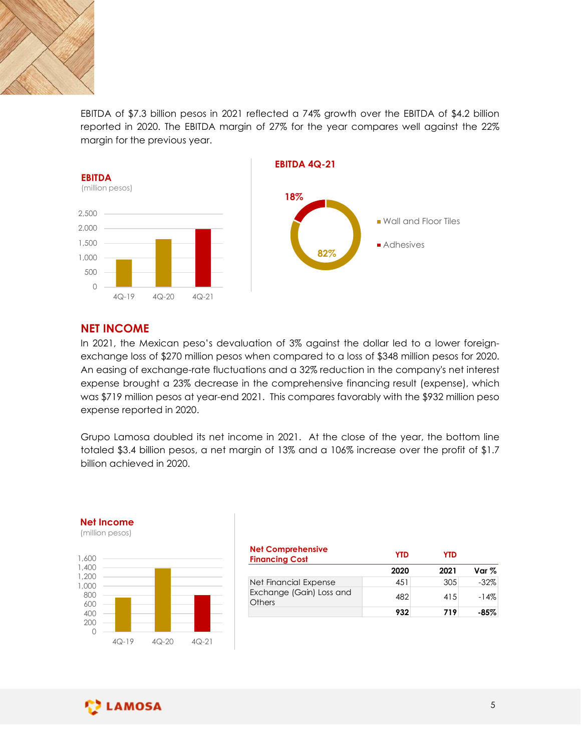EBITDA of $7.3 billion pesos in 2021 reflected a 74% growth over the EBITDA of $4.2 billion reported in 2020. The EBITDA margin of 27% for the year compares well against the 22% margin for the previous year.

**EBITDA**
(million pesos)

**EBITDA 4Q-21**

- Wall and Floor Tiles: 82%
- Adhesives: 18%

## NET INCOME

In 2021, the Mexican peso's devaluation of 3% against the dollar led to a lower foreign-exchange loss of $270 million pesos when compared to a loss of $348 million pesos for 2020. An easing of exchange-rate fluctuations and a 32% reduction in the company's net interest expense brought a 23% decrease in the comprehensive financing result (expense), which was $719 million pesos at year-end 2021. This compares favorably with the $932 million peso expense reported in 2020.

Grupo Lamosa doubled its net income in 2021. At the close of the year, the bottom line totaled $3.4 billion pesos, a net margin of 13% and a 106% increase over the profit of $1.7 billion achieved in 2020.

**Net Income**
(million pesos)

| Net Comprehensive Financing Cost | YTD 2020 | YTD 2021 | Var % |
|---|---|---|---|
| Net Financial Expense | 451 | 305 | -32% |
| Exchange (Gain) Loss and Others | 482 | 415 | -14% |
| | **932** | **719** | **-85%** |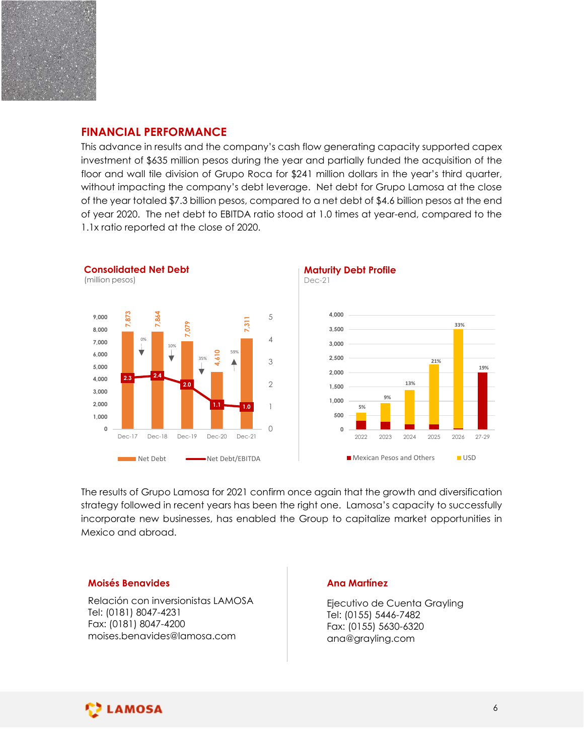## FINANCIAL PERFORMANCE

This advance in results and the company's cash flow generating capacity supported capex investment of $635 million pesos during the year and partially funded the acquisition of the floor and wall tile division of Grupo Roca for $241 million dollars in the year's third quarter, without impacting the company's debt leverage. Net debt for Grupo Lamosa at the close of the year totaled $7.3 billion pesos, compared to a net debt of $4.6 billion pesos at the end of year 2020. The net debt to EBITDA ratio stood at 1.0 times at year-end, compared to the 1.1x ratio reported at the close of 2020.

**Consolidated Net Debt**
(million pesos)

9,000
8,000
7,000
6,000
5,000
4,000
3,000
2,000
1,000
0

5
4
3
2
1
0

7,873
7,864
7,079
4,610
7,311

0%
10%
35%
59%

2.3
2.4
2.0
1.1
1.0

Dec-17
Dec-18
Dec-19
Dec-20
Dec-21

Net Debt
Net Debt/EBITDA

**Maturity Debt Profile**
Dec-21

4,000
3,500
3,000
2,500
2,000
1,500
1,000
500
0

5%
9%
13%
21%
33%
19%

2022
2023
2024
2025
2026
27-29

Mexican Pesos and Others
USD

The results of Grupo Lamosa for 2021 confirm once again that the growth and diversification strategy followed in recent years has been the right one. Lamosa's capacity to successfully incorporate new businesses, has enabled the Group to capitalize market opportunities in Mexico and abroad.

**Moisés Benavides**

Relación con inversionistas LAMOSA
Tel: (0181) 8047-4231
Fax: (0181) 8047-4200
moises.benavides@lamosa.com

**Ana Martínez**

Ejecutivo de Cuenta Grayling
Tel: (0155) 5446-7482
Fax: (0155) 5630-6320
ana@grayling.com